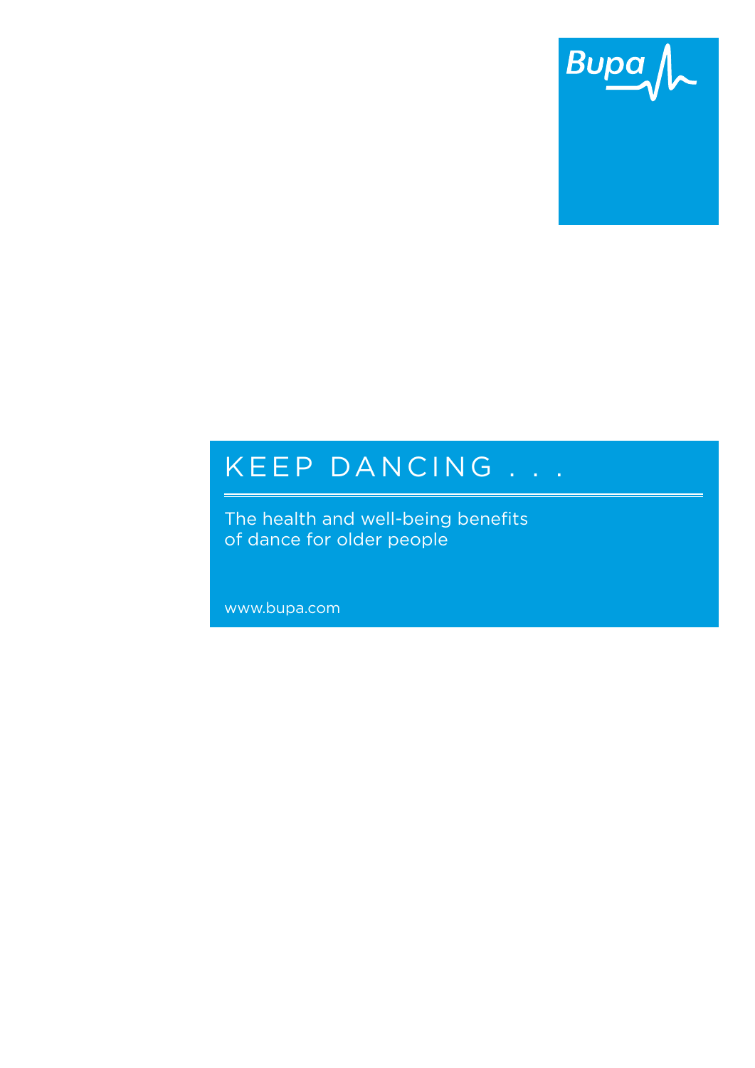Bupa

# KEEP DANCING . . .

The health and well-being benefits of dance for older people

www.bupa.com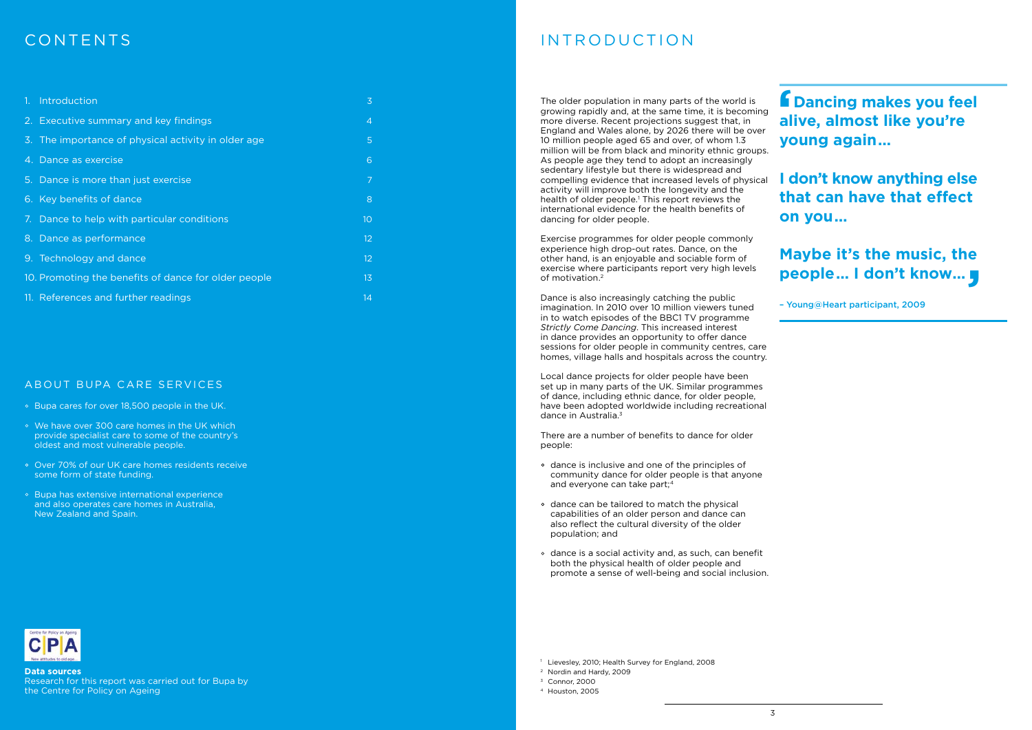# CONTENTS

| | |
|---|---|
| 1. Introduction | 3 |
| 2. Executive summary and key findings | 4 |
| 3. The importance of physical activity in older age | 5 |
| 4. Dance as exercise | 6 |
| 5. Dance is more than just exercise | 7 |
| 6. Key benefits of dance | 8 |
| 7. Dance to help with particular conditions | 10 |
| 8. Dance as performance | 12 |
| 9. Technology and dance | 12 |
| 10. Promoting the benefits of dance for older people | 13 |
| 11. References and further readings | 14 |

## ABOUT BUPA CARE SERVICES

- Bupa cares for over 18,500 people in the UK.
- We have over 300 care homes in the UK which provide specialist care to some of the country's oldest and most vulnerable people.
- Over 70% of our UK care homes residents receive some form of state funding.
- Bupa has extensive international experience and also operates care homes in Australia, New Zealand and Spain.

**Data sources**
Research for this report was carried out for Bupa by the Centre for Policy on Ageing

# INTRODUCTION

The older population in many parts of the world is growing rapidly and, at the same time, it is becoming more diverse. Recent projections suggest that, in England and Wales alone, by 2026 there will be over 10 million people aged 65 and over, of whom 1.3 million will be from black and minority ethnic groups. As people age they tend to adopt an increasingly sedentary lifestyle but there is widespread and compelling evidence that increased levels of physical activity will improve both the longevity and the health of older people.[1] This report reviews the international evidence for the health benefits of dancing for older people.

Exercise programmes for older people commonly experience high drop-out rates. Dance, on the other hand, is an enjoyable and sociable form of exercise where participants report very high levels of motivation.[2]

Dance is also increasingly catching the public imagination. In 2010 over 10 million viewers tuned in to watch episodes of the BBC1 TV programme *Strictly Come Dancing*. This increased interest in dance provides an opportunity to offer dance sessions for older people in community centres, care homes, village halls and hospitals across the country.

Local dance projects for older people have been set up in many parts of the UK. Similar programmes of dance, including ethnic dance, for older people, have been adopted worldwide including recreational dance in Australia.[3]

There are a number of benefits to dance for older people:

- dance is inclusive and one of the principles of community dance for older people is that anyone and everyone can take part;[4]
- dance can be tailored to match the physical capabilities of an older person and dance can also reflect the cultural diversity of the older population; and
- dance is a social activity and, as such, can benefit both the physical health of older people and promote a sense of well-being and social inclusion.

> **"Dancing makes you feel alive, almost like you're young again…**
>
> **I don't know anything else that can have that effect on you…**
>
> **Maybe it's the music, the people… I don't know…"**
>
> – Young@Heart participant, 2009

[1] Lievesley, 2010; Health Survey for England, 2008
[2] Nordin and Hardy, 2009
[3] Connor, 2000
[4] Houston, 2005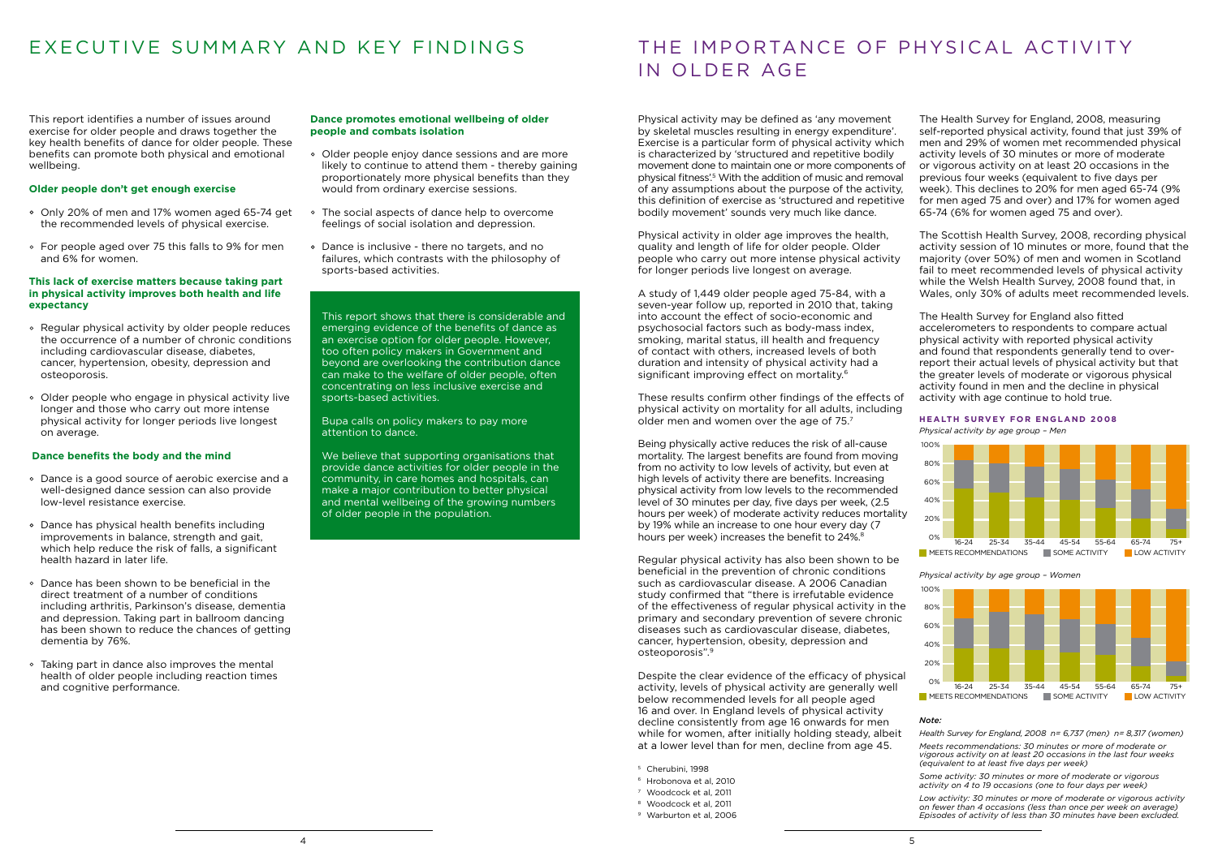# EXECUTIVE SUMMARY AND KEY FINDINGS

This report identifies a number of issues around exercise for older people and draws together the key health benefits of dance for older people. These benefits can promote both physical and emotional wellbeing.

**Older people don't get enough exercise**

- Only 20% of men and 17% women aged 65-74 get the recommended levels of physical exercise.
- For people aged over 75 this falls to 9% for men and 6% for women.

**This lack of exercise matters because taking part in physical activity improves both health and life expectancy**

- Regular physical activity by older people reduces the occurrence of a number of chronic conditions including cardiovascular disease, diabetes, cancer, hypertension, obesity, depression and osteoporosis.
- Older people who engage in physical activity live longer and those who carry out more intense physical activity for longer periods live longest on average.

**Dance benefits the body and the mind**

- Dance is a good source of aerobic exercise and a well-designed dance session can also provide low-level resistance exercise.
- Dance has physical health benefits including improvements in balance, strength and gait, which help reduce the risk of falls, a significant health hazard in later life.
- Dance has been shown to be beneficial in the direct treatment of a number of conditions including arthritis, Parkinson's disease, dementia and depression. Taking part in ballroom dancing has been shown to reduce the chances of getting dementia by 76%.
- Taking part in dance also improves the mental health of older people including reaction times and cognitive performance.

**Dance promotes emotional wellbeing of older people and combats isolation**

- Older people enjoy dance sessions and are more likely to continue to attend them - thereby gaining proportionately more physical benefits than they would from ordinary exercise sessions.
- The social aspects of dance help to overcome feelings of social isolation and depression.
- Dance is inclusive - there no targets, and no failures, which contrasts with the philosophy of sports-based activities.

This report shows that there is considerable and emerging evidence of the benefits of dance as an exercise option for older people. However, too often policy makers in Government and beyond are overlooking the contribution dance can make to the welfare of older people, often concentrating on less inclusive exercise and sports-based activities.

Bupa calls on policy makers to pay more attention to dance.

We believe that supporting organisations that provide dance activities for older people in the community, in care homes and hospitals, can make a major contribution to better physical and mental wellbeing of the growing numbers of older people in the population.

# THE IMPORTANCE OF PHYSICAL ACTIVITY IN OLDER AGE

Physical activity may be defined as 'any movement by skeletal muscles resulting in energy expenditure'. Exercise is a particular form of physical activity which is characterized by 'structured and repetitive bodily movement done to maintain one or more components of physical fitness'.[5] With the addition of music and removal of any assumptions about the purpose of the activity, this definition of exercise as 'structured and repetitive bodily movement' sounds very much like dance.

Physical activity in older age improves the health, quality and length of life for older people. Older people who carry out more intense physical activity for longer periods live longest on average.

A study of 1,449 older people aged 75-84, with a seven-year follow up, reported in 2010 that, taking into account the effect of socio-economic and psychosocial factors such as body-mass index, smoking, marital status, ill health and frequency of contact with others, increased levels of both duration and intensity of physical activity had a significant improving effect on mortality.[6]

These results confirm other findings of the effects of physical activity on mortality for all adults, including older men and women over the age of 75.[7]

Being physically active reduces the risk of all-cause mortality. The largest benefits are found from moving from no activity to low levels of activity, but even at high levels of activity there are benefits. Increasing physical activity from low levels to the recommended level of 30 minutes per day, five days per week, (2.5 hours per week) of moderate activity reduces mortality by 19% while an increase to one hour every day (7 hours per week) increases the benefit to 24%.[8]

Regular physical activity has also been shown to be beneficial in the prevention of chronic conditions such as cardiovascular disease. A 2006 Canadian study confirmed that "there is irrefutable evidence of the effectiveness of regular physical activity in the primary and secondary prevention of severe chronic diseases such as cardiovascular disease, diabetes, cancer, hypertension, obesity, depression and osteoporosis".[9]

Despite the clear evidence of the efficacy of physical activity, levels of physical activity are generally well below recommended levels for all people aged 16 and over. In England levels of physical activity decline consistently from age 16 onwards for men while for women, after initially holding steady, albeit at a lower level than for men, decline from age 45.

[5] Cherubini, 1998
[6] Hrobonova et al, 2010
[7] Woodcock et al, 2011
[8] Woodcock et al, 2011
[9] Warburton et al, 2006

The Health Survey for England, 2008, measuring self-reported physical activity, found that just 39% of men and 29% of women met recommended physical activity levels of 30 minutes or more of moderate or vigorous activity on at least 20 occasions in the previous four weeks (equivalent to five days per week). This declines to 20% for men aged 65-74 (9% for men aged 75 and over) and 17% for women aged 65-74 (6% for women aged 75 and over).

The Scottish Health Survey, 2008, recording physical activity session of 10 minutes or more, found that the majority (over 50%) of men and women in Scotland fail to meet recommended levels of physical activity while the Welsh Health Survey, 2008 found that, in Wales, only 30% of adults meet recommended levels.

The Health Survey for England also fitted accelerometers to respondents to compare actual physical activity with reported physical activity and found that respondents generally tend to over-report their actual levels of physical activity but that the greater levels of moderate or vigorous physical activity found in men and the decline in physical activity with age continue to hold true.

**HEALTH SURVEY FOR ENGLAND 2008**

*Physical activity by age group – Men*

(Stacked bar chart, 0%–100%, age groups 16-24, 25-34, 35-44, 45-54, 55-64, 65-74, 75+; legend: MEETS RECOMMENDATIONS, SOME ACTIVITY, LOW ACTIVITY)

*Physical activity by age group – Women*

(Stacked bar chart, 0%–100%, age groups 16-24, 25-34, 35-44, 45-54, 55-64, 65-74, 75+; legend: MEETS RECOMMENDATIONS, SOME ACTIVITY, LOW ACTIVITY)

*Note:*

*Health Survey for England, 2008 n= 6,737 (men) n= 8,317 (women)*

*Meets recommendations: 30 minutes or more of moderate or vigorous activity on at least 20 occasions in the last four weeks (equivalent to at least five days per week)*

*Some activity: 30 minutes or more of moderate or vigorous activity on 4 to 19 occasions (one to four days per week)*

*Low activity: 30 minutes or more of moderate or vigorous activity on fewer than 4 occasions (less than once per week on average) Episodes of activity of less than 30 minutes have been excluded.*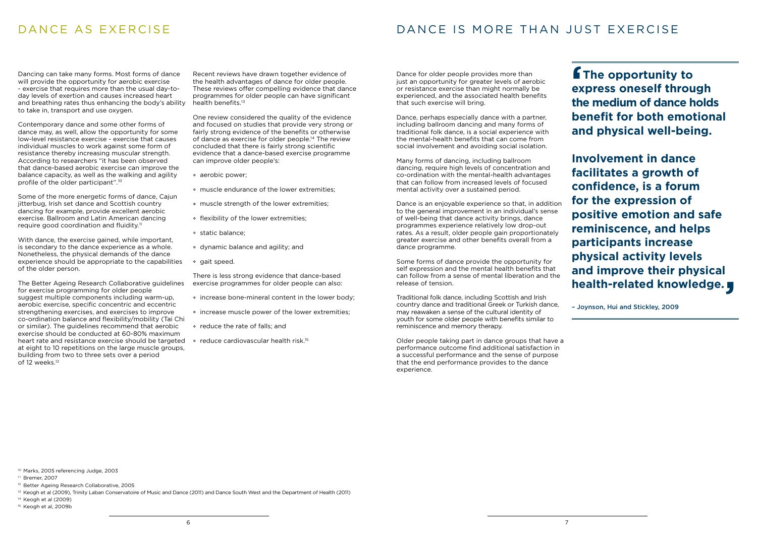# DANCE AS EXERCISE

Dancing can take many forms. Most forms of dance will provide the opportunity for aerobic exercise - exercise that requires more than the usual day-to-day levels of exertion and causes increased heart and breathing rates thus enhancing the body's ability to take in, transport and use oxygen.

Contemporary dance and some other forms of dance may, as well, allow the opportunity for some low-level resistance exercise - exercise that causes individual muscles to work against some form of resistance thereby increasing muscular strength. According to researchers "it has been observed that dance-based aerobic exercise can improve the balance capacity, as well as the walking and agility profile of the older participant".[10]

Some of the more energetic forms of dance, Cajun jitterbug, Irish set dance and Scottish country dancing for example, provide excellent aerobic exercise. Ballroom and Latin American dancing require good coordination and fluidity.[11]

With dance, the exercise gained, while important, is secondary to the dance experience as a whole. Nonetheless, the physical demands of the dance experience should be appropriate to the capabilities of the older person.

The Better Ageing Research Collaborative guidelines for exercise programming for older people suggest multiple components including warm-up, aerobic exercise, specific concentric and eccentric strengthening exercises, and exercises to improve co-ordination balance and flexibility/mobility (Tai Chi or similar). The guidelines recommend that aerobic exercise should be conducted at 60-80% maximum heart rate and resistance exercise should be targeted at eight to 10 repetitions on the large muscle groups, building from two to three sets over a period of 12 weeks.[12]

Recent reviews have drawn together evidence of the health advantages of dance for older people. These reviews offer compelling evidence that dance programmes for older people can have significant health benefits.[13]

One review considered the quality of the evidence and focused on studies that provide very strong or fairly strong evidence of the benefits or otherwise of dance as exercise for older people.[14] The review concluded that there is fairly strong scientific evidence that a dance-based exercise programme can improve older people's:

- aerobic power;
- muscle endurance of the lower extremities;
- muscle strength of the lower extremities;
- flexibility of the lower extremities;
- static balance;
- dynamic balance and agility; and
- gait speed.

There is less strong evidence that dance-based exercise programmes for older people can also:

- increase bone-mineral content in the lower body;
- increase muscle power of the lower extremities;
- reduce the rate of falls; and
- reduce cardiovascular health risk.[15]

# DANCE IS MORE THAN JUST EXERCISE

Dance for older people provides more than just an opportunity for greater levels of aerobic or resistance exercise than might normally be experienced, and the associated health benefits that such exercise will bring.

Dance, perhaps especially dance with a partner, including ballroom dancing and many forms of traditional folk dance, is a social experience with the mental-health benefits that can come from social involvement and avoiding social isolation.

Many forms of dancing, including ballroom dancing, require high levels of concentration and co-ordination with the mental-health advantages that can follow from increased levels of focused mental activity over a sustained period.

Dance is an enjoyable experience so that, in addition to the general improvement in an individual's sense of well-being that dance activity brings, dance programmes experience relatively low drop-out rates. As a result, older people gain proportionately greater exercise and other benefits overall from a dance programme.

Some forms of dance provide the opportunity for self expression and the mental health benefits that can follow from a sense of mental liberation and the release of tension.

Traditional folk dance, including Scottish and Irish country dance and traditional Greek or Turkish dance, may reawaken a sense of the cultural identity of youth for some older people with benefits similar to reminiscence and memory therapy.

Older people taking part in dance groups that have a performance outcome find additional satisfaction in a successful performance and the sense of purpose that the end performance provides to the dance experience.

> **"The opportunity to express oneself through the medium of dance holds benefit for both emotional and physical well-being.**
>
> **Involvement in dance facilitates a growth of confidence, is a forum for the expression of positive emotion and safe reminiscence, and helps participants increase physical activity levels and improve their physical health-related knowledge."**
>
> – Joynson, Hui and Stickley, 2009

---

[10] Marks, 2005 referencing Judge, 2003

[11] Bremer, 2007

[12] Better Ageing Research Collaborative, 2005

[13] Keogh et al (2009), Trinity Laban Conservatoire of Music and Dance (2011) and Dance South West and the Department of Health (2011)

[14] Keogh et al (2009)

[15] Keogh et al, 2009b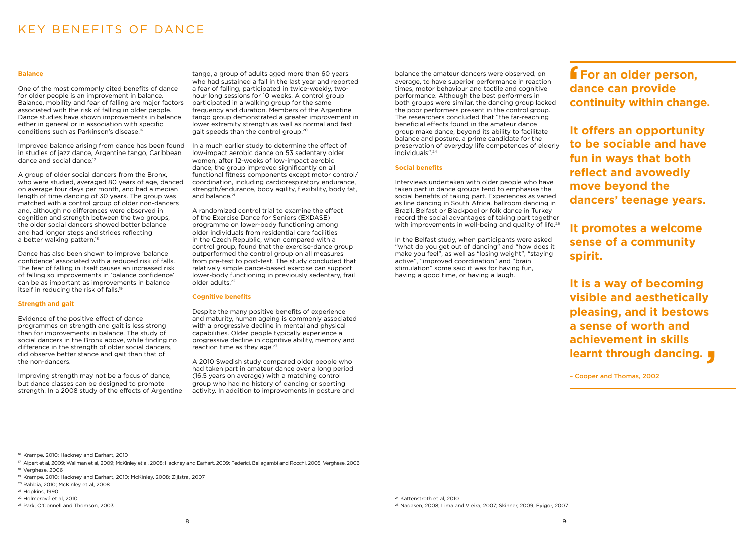# KEY BENEFITS OF DANCE

### Balance

One of the most commonly cited benefits of dance for older people is an improvement in balance. Balance, mobility and fear of falling are major factors associated with the risk of falling in older people. Dance studies have shown improvements in balance either in general or in association with specific conditions such as Parkinson's disease.[16]

Improved balance arising from dance has been found in studies of jazz dance, Argentine tango, Caribbean dance and social dance.[17]

A group of older social dancers from the Bronx, who were studied, averaged 80 years of age, danced on average four days per month, and had a median length of time dancing of 30 years. The group was matched with a control group of older non-dancers and, although no differences were observed in cognition and strength between the two groups, the older social dancers showed better balance and had longer steps and strides reflecting a better walking pattern.[18]

Dance has also been shown to improve 'balance confidence' associated with a reduced risk of falls. The fear of falling in itself causes an increased risk of falling so improvements in 'balance confidence' can be as important as improvements in balance itself in reducing the risk of falls.[19]

### Strength and gait

Evidence of the positive effect of dance programmes on strength and gait is less strong than for improvements in balance. The study of social dancers in the Bronx above, while finding no difference in the strength of older social dancers, did observe better stance and gait than that of the non-dancers.

Improving strength may not be a focus of dance, but dance classes can be designed to promote strength. In a 2008 study of the effects of Argentine tango, a group of adults aged more than 60 years who had sustained a fall in the last year and reported a fear of falling, participated in twice-weekly, two-hour long sessions for 10 weeks. A control group participated in a walking group for the same frequency and duration. Members of the Argentine tango group demonstrated a greater improvement in lower extremity strength as well as normal and fast gait speeds than the control group.[20]

In a much earlier study to determine the effect of low-impact aerobic dance on 53 sedentary older women, after 12-weeks of low-impact aerobic dance, the group improved significantly on all functional fitness components except motor control/coordination, including cardiorespiratory endurance, strength/endurance, body agility, flexibility, body fat, and balance.[21]

A randomized control trial to examine the effect of the Exercise Dance for Seniors (EXDASE) programme on lower-body functioning among older individuals from residential care facilities in the Czech Republic, when compared with a control group, found that the exercise-dance group outperformed the control group on all measures from pre-test to post-test. The study concluded that relatively simple dance-based exercise can support lower-body functioning in previously sedentary, frail older adults.[22]

### Cognitive benefits

Despite the many positive benefits of experience and maturity, human ageing is commonly associated with a progressive decline in mental and physical capabilities. Older people typically experience a progressive decline in cognitive ability, memory and reaction time as they age.[23]

A 2010 Swedish study compared older people who had taken part in amateur dance over a long period (16.5 years on average) with a matching control group who had no history of dancing or sporting activity. In addition to improvements in posture and balance the amateur dancers were observed, on average, to have superior performance in reaction times, motor behaviour and tactile and cognitive performance. Although the best performers in both groups were similar, the dancing group lacked the poor performers present in the control group. The researchers concluded that "the far-reaching beneficial effects found in the amateur dance group make dance, beyond its ability to facilitate balance and posture, a prime candidate for the preservation of everyday life competences of elderly individuals".[24]

### Social benefits

Interviews undertaken with older people who have taken part in dance groups tend to emphasise the social benefits of taking part. Experiences as varied as line dancing in South Africa, ballroom dancing in Brazil, Belfast or Blackpool or folk dance in Turkey record the social advantages of taking part together with improvements in well-being and quality of life.[25]

In the Belfast study, when participants were asked "what do you get out of dancing" and "how does it make you feel", as well as "losing weight", "staying active", "improved coordination" and "brain stimulation" some said it was for having fun, having a good time, or having a laugh.

> **"For an older person, dance can provide continuity within change.**
>
> **It offers an opportunity to be sociable and have fun in ways that both reflect and avowedly move beyond the dancers' teenage years.**
>
> **It promotes a welcome sense of a community spirit.**
>
> **It is a way of becoming visible and aesthetically pleasing, and it bestows a sense of worth and achievement in skills learnt through dancing."**
>
> – Cooper and Thomas, 2002

[16] Krampe, 2010; Hackney and Earhart, 2010
[17] Alpert et al, 2009; Wallman et al, 2009; McKinley et al, 2008; Hackney and Earhart, 2009; Federici, Bellagambi and Rocchi, 2005; Verghese, 2006
[18] Verghese, 2006
[19] Krampe, 2010; Hackney and Earhart, 2010; McKinley, 2008; Zijlstra, 2007
[20] Rabbia, 2010; McKinley et al, 2008
[21] Hopkins, 1990
[22] Holmerová et al, 2010
[23] Park, O'Connell and Thomson, 2003
[24] Kattenstroth et al, 2010
[25] Nadasen, 2008; Lima and Vieira, 2007; Skinner, 2009; Eyigor, 2007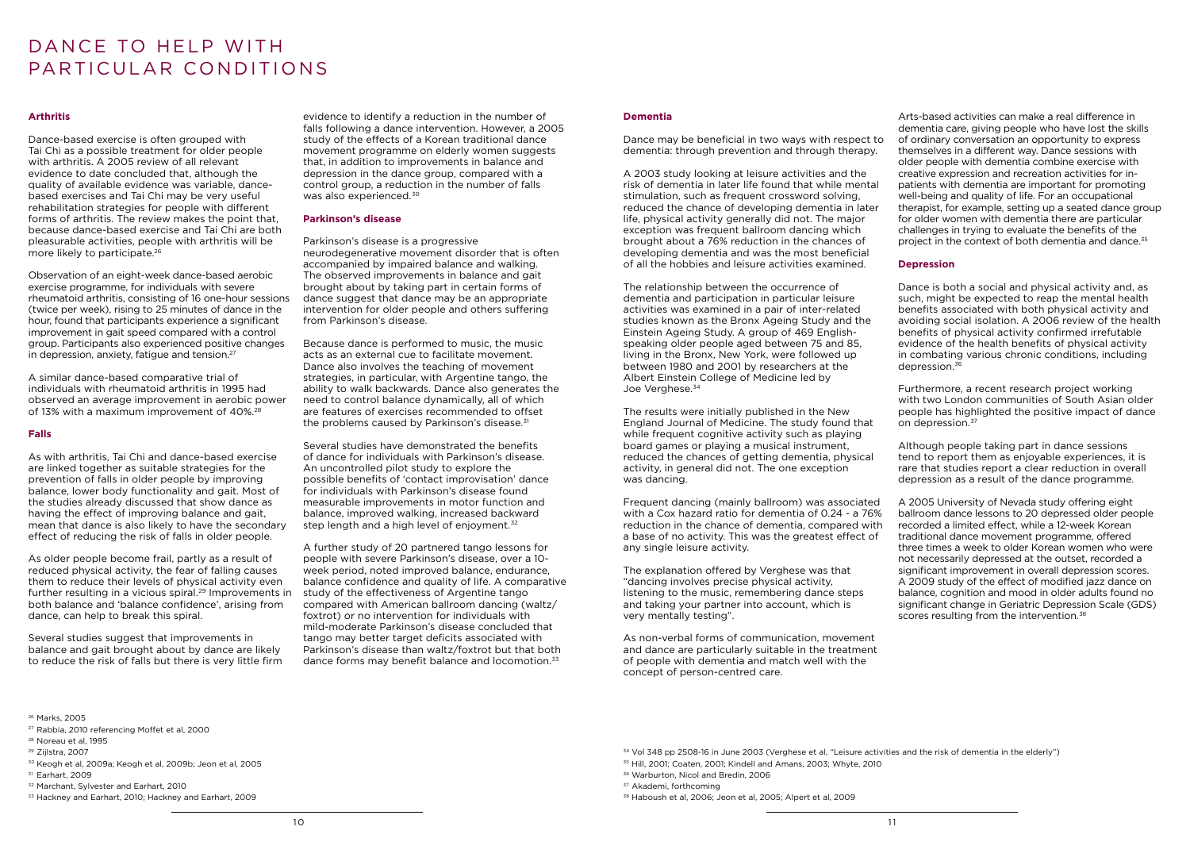# DANCE TO HELP WITH PARTICULAR CONDITIONS

### Arthritis

Dance-based exercise is often grouped with Tai Chi as a possible treatment for older people with arthritis. A 2005 review of all relevant evidence to date concluded that, although the quality of available evidence was variable, dance-based exercises and Tai Chi may be very useful rehabilitation strategies for people with different forms of arthritis. The review makes the point that, because dance-based exercise and Tai Chi are both pleasurable activities, people with arthritis will be more likely to participate.[26]

Observation of an eight-week dance-based aerobic exercise programme, for individuals with severe rheumatoid arthritis, consisting of 16 one-hour sessions (twice per week), rising to 25 minutes of dance in the hour, found that participants experience a significant improvement in gait speed compared with a control group. Participants also experienced positive changes in depression, anxiety, fatigue and tension.[27]

A similar dance-based comparative trial of individuals with rheumatoid arthritis in 1995 had observed an average improvement in aerobic power of 13% with a maximum improvement of 40%.[28]

### Falls

As with arthritis, Tai Chi and dance-based exercise are linked together as suitable strategies for the prevention of falls in older people by improving balance, lower body functionality and agility. Most of the studies already discussed that show dance as having the effect of improving balance and gait, mean that dance is also likely to have the secondary effect of reducing the risk of falls in older people.

As older people become frail, partly as a result of reduced physical activity, the fear of falling causes them to reduce their levels of physical activity even further resulting in a vicious spiral.[29] Improvements in both balance and 'balance confidence', arising from dance, can help to break this spiral.

Several studies suggest that improvements in balance and gait brought about by dance are likely to reduce the risk of falls but there is very little firm evidence to identify a reduction in the number of falls following a dance intervention. However, a 2005 study of the effects of a Korean traditional dance movement programme on elderly women suggests that, in addition to improvements in balance and depression in the dance group, compared with a control group, a reduction in the number of falls was also experienced.[30]

### Parkinson's disease

Parkinson's disease is a progressive neurodegenerative movement disorder that is often accompanied by impaired balance and walking. The observed improvements in balance and gait brought about by taking part in certain forms of dance suggest that dance may be an appropriate intervention for older people and others suffering from Parkinson's disease.

Because dance is performed to music, the music acts as an external cue to facilitate movement. Dance also involves the teaching of movement strategies, in particular, with Argentine tango, the ability to walk backwards. Dance also generates the need to control balance dynamically, all of which are features of exercises recommended to offset the problems caused by Parkinson's disease.[31]

Several studies have demonstrated the benefits of dance for individuals with Parkinson's disease. An uncontrolled pilot study to explore the possible benefits of 'contact improvisation' dance for individuals with Parkinson's disease found measurable improvements in motor function and balance, improved walking, increased backward step length and a high level of enjoyment.[32]

A further study of 20 partnered tango lessons for people with severe Parkinson's disease, over a 10-week period, noted improved balance, endurance, balance confidence and quality of life. A comparative study of the effectiveness of Argentine tango compared with American ballroom dancing (waltz/foxtrot) or no intervention for individuals with mild-moderate Parkinson's disease concluded that tango may better target deficits associated with Parkinson's disease than waltz/foxtrot but that both dance forms may benefit balance and locomotion.[33]

### Dementia

Dance may be beneficial in two ways with respect to dementia: through prevention and through therapy.

A 2003 study looking at leisure activities and the risk of dementia in later life found that while mental stimulation, such as frequent crossword solving, reduced the chance of developing dementia in later life, physical activity generally did not. The major exception was frequent ballroom dancing which brought about a 76% reduction in the chances of developing dementia and was the most beneficial of all the hobbies and leisure activities examined.

The relationship between the occurrence of dementia and participation in particular leisure activities was examined in a pair of inter-related studies known as the Bronx Ageing Study and the Einstein Ageing Study. A group of 469 English-speaking older people aged between 75 and 85, living in the Bronx, New York, were followed up between 1980 and 2001 by researchers at the Albert Einstein College of Medicine led by Joe Verghese.[34]

The results were initially published in the New England Journal of Medicine. The study found that while frequent cognitive activity such as playing board games or playing a musical instrument, reduced the chances of getting dementia, physical activity, in general did not. The one exception was dancing.

Frequent dancing (mainly ballroom) was associated with a Cox hazard ratio for dementia of 0.24 - a 76% reduction in the chance of dementia, compared with a base of no activity. This was the greatest effect of any single leisure activity.

The explanation offered by Verghese was that "dancing involves precise physical activity, listening to the music, remembering dance steps and taking your partner into account, which is very mentally testing".

As non-verbal forms of communication, movement and dance are particularly suitable in the treatment of people with dementia and match well with the concept of person-centred care.

Arts-based activities can make a real difference in dementia care, giving people who have lost the skills of ordinary conversation an opportunity to express themselves in a different way. Dance sessions with older people with dementia combine exercise with creative expression and recreation activities for in-patients with dementia are important for promoting well-being and quality of life. For an occupational therapist, for example, setting up a seated dance group for older women with dementia there are particular challenges in trying to evaluate the benefits of the project in the context of both dementia and dance.[35]

### Depression

Dance is both a social and physical activity and, as such, might be expected to reap the mental health benefits associated with both physical activity and avoiding social isolation. A 2006 review of the health benefits of physical activity confirmed irrefutable evidence of the health benefits of physical activity in combating various chronic conditions, including depression.[36]

Furthermore, a recent research project working with two London communities of South Asian older people has highlighted the positive impact of dance on depression.[37]

Although people taking part in dance sessions tend to report them as enjoyable experiences, it is rare that studies report a clear reduction in overall depression as a result of the dance programme.

A 2005 University of Nevada study offering eight ballroom dance lessons to 20 depressed older people recorded a limited effect, while a 12-week Korean traditional dance movement programme, offered three times a week to older Korean women who were not necessarily depressed at the outset, recorded a significant improvement in overall depression scores. A 2009 study of the effect of modified jazz dance on balance, cognition and mood in older adults found no significant change in Geriatric Depression Scale (GDS) scores resulting from the intervention.[38]

---

[26] Marks, 2005
[27] Rabbia, 2010 referencing Moffet et al, 2000
[28] Noreau et al, 1995
[29] Zijlstra, 2007
[30] Keogh et al, 2009a; Keogh et al, 2009b; Jeon et al, 2005
[31] Earhart, 2009
[32] Marchant, Sylvester and Earhart, 2010
[33] Hackney and Earhart, 2010; Hackney and Earhart, 2009
[34] Vol 348 pp 2508-16 in June 2003 (Verghese et al, "Leisure activities and the risk of dementia in the elderly")
[35] Hill, 2001; Coaten, 2001; Kindell and Amans, 2003; Whyte, 2010
[36] Warburton, Nicol and Bredin, 2006
[37] Akademi, forthcoming
[38] Haboush et al, 2006; Jeon et al, 2005; Alpert et al, 2009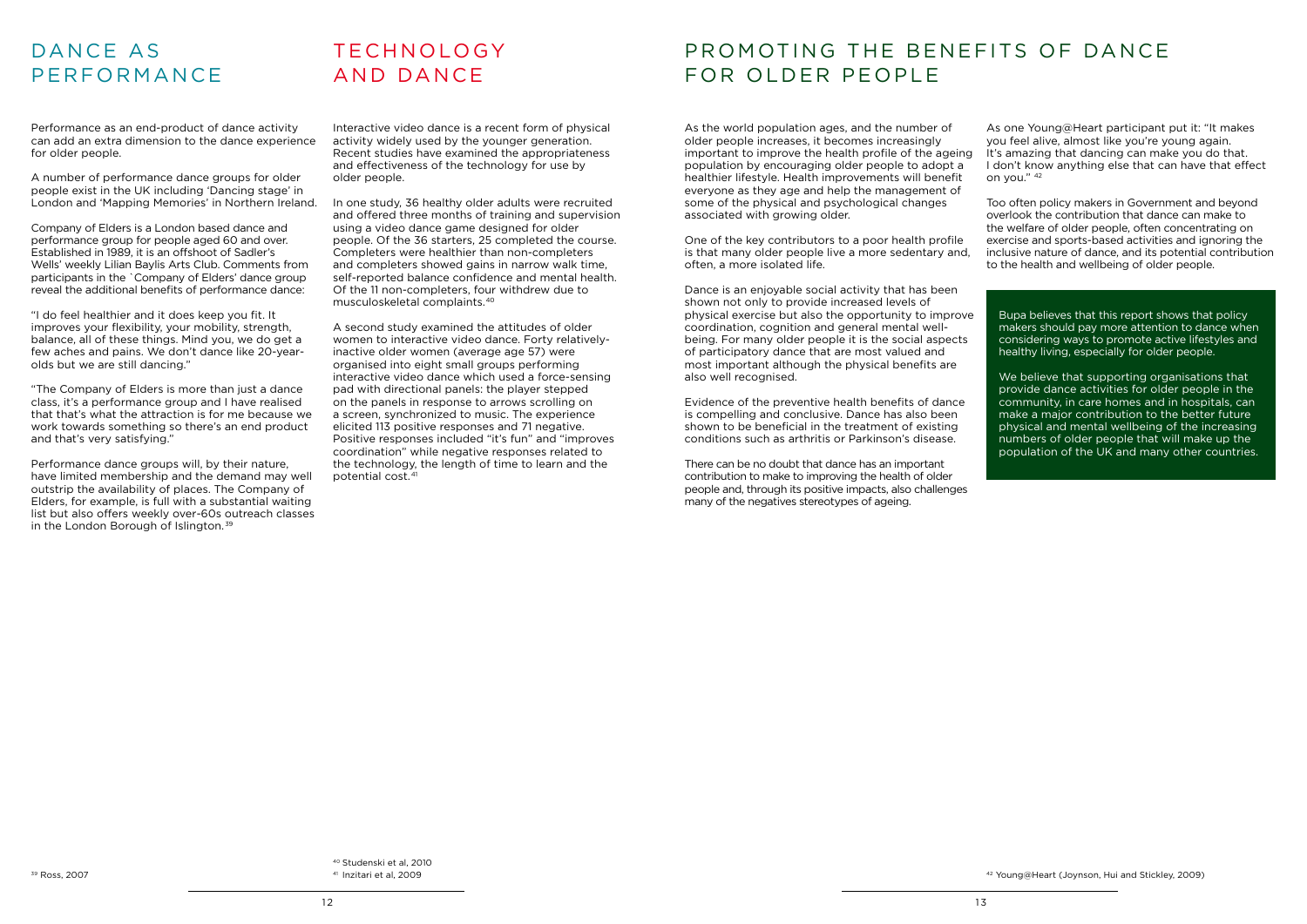## DANCE AS PERFORMANCE

Performance as an end-product of dance activity can add an extra dimension to the dance experience for older people.

A number of performance dance groups for older people exist in the UK including 'Dancing stage' in London and 'Mapping Memories' in Northern Ireland.

Company of Elders is a London based dance and performance group for people aged 60 and over. Established in 1989, it is an offshoot of Sadler's Wells' weekly Lilian Baylis Arts Club. Comments from participants in the `Company of Elders' dance group reveal the additional benefits of performance dance:

"I do feel healthier and it does keep you fit. It improves your flexibility, your mobility, strength, balance, all of these things. Mind you, we do get a few aches and pains. We don't dance like 20-year-olds but we are still dancing."

"The Company of Elders is more than just a dance class, it's a performance group and I have realised that that's what the attraction is for me because we work towards something so there's an end product and that's very satisfying."

Performance dance groups will, by their nature, have limited membership and the demand may well outstrip the availability of places. The Company of Elders, for example, is full with a substantial waiting list but also offers weekly over-60s outreach classes in the London Borough of Islington.[39]

[39] Ross, 2007

## TECHNOLOGY AND DANCE

Interactive video dance is a recent form of physical activity widely used by the younger generation. Recent studies have examined the appropriateness and effectiveness of the technology for use by older people.

In one study, 36 healthy older adults were recruited and offered three months of training and supervision using a video dance game designed for older people. Of the 36 starters, 25 completed the course. Completers were healthier than non-completers and completers showed gains in narrow walk time, self-reported balance confidence and mental health. Of the 11 non-completers, four withdrew due to musculoskeletal complaints.[40]

A second study examined the attitudes of older women to interactive video dance. Forty relatively-inactive older women (average age 57) were organised into eight small groups performing interactive video dance which used a force-sensing pad with directional panels: the player stepped on the panels in response to arrows scrolling on a screen, synchronized to music. The experience elicited 113 positive responses and 71 negative. Positive responses included "it's fun" and "improves coordination" while negative responses related to the technology, the length of time to learn and the potential cost.[41]

[40] Studenski et al, 2010
[41] Inzitari et al, 2009

## PROMOTING THE BENEFITS OF DANCE FOR OLDER PEOPLE

As the world population ages, and the number of older people increases, it becomes increasingly important to improve the health profile of the ageing population by encouraging older people to adopt a healthier lifestyle. Health improvements will benefit everyone as they age and help the management of some of the physical and psychological changes associated with growing older.

One of the key contributors to a poor health profile is that many older people live a more sedentary and, often, a more isolated life.

Dance is an enjoyable social activity that has been shown not only to provide increased levels of physical exercise but also the opportunity to improve coordination, cognition and general mental well-being. For many older people it is the social aspects of participatory dance that are most valued and most important although the physical benefits are also well recognised.

Evidence of the preventive health benefits of dance is compelling and conclusive. Dance has also been shown to be beneficial in the treatment of existing conditions such as arthritis or Parkinson's disease.

There can be no doubt that dance has an important contribution to make to improving the health of older people and, through its positive impacts, also challenges many of the negatives stereotypes of ageing.

As one Young@Heart participant put it: "It makes you feel alive, almost like you're young again. It's amazing that dancing can make you do that. I don't know anything else that can have that effect on you." [42]

Too often policy makers in Government and beyond overlook the contribution that dance can make to the welfare of older people, often concentrating on exercise and sports-based activities and ignoring the inclusive nature of dance, and its potential contribution to the health and wellbeing of older people.

Bupa believes that this report shows that policy makers should pay more attention to dance when considering ways to promote active lifestyles and healthy living, especially for older people.

We believe that supporting organisations that provide dance activities for older people in the community, in care homes and in hospitals, can make a major contribution to the better future physical and mental wellbeing of the increasing numbers of older people that will make up the population of the UK and many other countries.

[42] Young@Heart (Joynson, Hui and Stickley, 2009)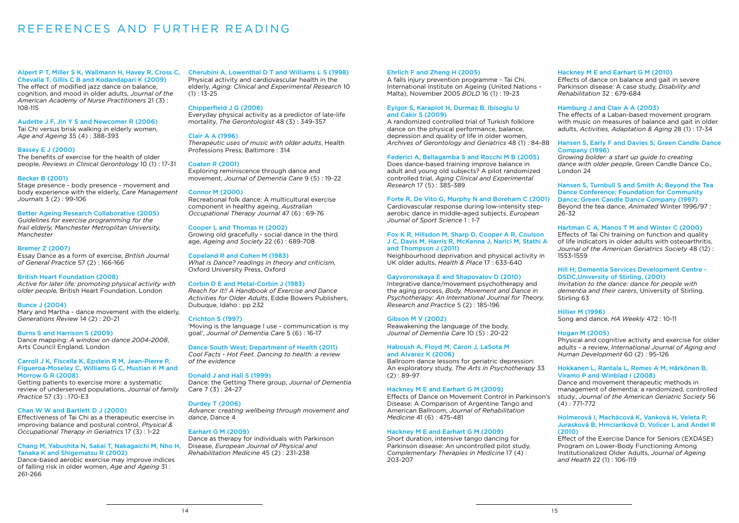# REFERENCES AND FURTHER READING

**Alpert P T, Miller S K, Wallmann H, Havey R, Cross C, Chevalia T, Gillis C B and Kodandapari K (2009)**
The effect of modified jazz dance on balance, cognition, and mood in older adults, *Journal of the American Academy of Nurse Practitioners* 21 (3) : 108-115

**Audette J F, Jin Y S and Newcomer R (2006)**
Tai Chi versus brisk walking in elderly women, *Age and Ageing* 35 (4) : 388-393

**Bassey E J (2000)**
The benefits of exercise for the health of older people, *Reviews in Clinical Gerontology* 10 (1) : 17-31

**Becker B (2001)**
Stage presence - body presence - movement and body experience with the elderly, *Care Management Journals* 3 (2) : 99-106

**Better Ageing Research Collaborative (2005)**
*Guidelines for exercise programming for the frail elderly, Manchester Metroplitan University, Manchester*

**Bremer Z (2007)**
Essay Dance as a form of exercise, *British Journal of General Practice* 57 (2) : 166-166

**British Heart Foundation (2008)**
*Active for later life: promoting physical activity with older people,* British Heart Foundation, London

**Bunce J (2004)**
Mary and Martha - dance movement with the elderly, *Generations Review* 14 (2) : 20-21

**Burns S and Harrison S (2009)**
Dance mapping: *A window on dance 2004-2008*, Arts Council England, London

**Carroll J K, Fiscella K, Epstein R M, Jean-Pierre P, Figueroa-Moseley C, Williams G C, Mustian K M and Morrow G R (2008)**
Getting patients to exercise more: a systematic review of underserved populations, *Journal of family Practice* 57 (3) : 170-E3

**Chan W W and Bartlett D J (2000)**
Effectiveness of Tai Chi as a therapeutic exercise in improving balance and postural control, *Physical & Occupational Therapy in Geriatrics* 17 (3) : 1-22

**Chang M, Yabushita N, Sakai T, Nakagaichi M, Nho H, Tanaka K and Shigematsu R (2002)**
Dance-based aerobic exercise may improve indices of falling risk in older women, *Age and Ageing* 31 : 261-266

**Cherubini A, Lowenthal D T and Williams L S (1998)**
Physical activity and cardiovascular health in the elderly, *Aging: Clinical and Experimental Research* 10 (1) : 13-25

**Chipperfield J G (2008)**
Everyday physical activity as a predictor of late-life mortality, *The Gerontologist* 48 (3) : 349-357

**Clair A A (1996)**
*Therapeutic uses of music with older adults*, Health Professions Press, Baltimore : 314

**Coaten R (2001)**
Exploring reminiscence through dance and movement, *Journal of Dementia Care* 9 (5) : 19-22

**Connor M (2000)**
Recreational folk dance: A multicultural exercise component in healthy ageing, *Australian Occupational Therapy Journal* 47 (6) : 69-76

**Cooper L and Thomas H (2002)**
Growing old gracefully - social dance in the third age, *Ageing and Society* 22 (6) : 689-708

**Copeland R and Cohen M (1983)**
*What is Dance? readings in theory and criticism*, Oxford University Press, Oxford

**Corbin D E and Metal-Corbin J (1983)**
*Reach for It!! A Handbook of Exercise and Dance Activities for Older Adults*, Eddie Bowers Publishers, Dubuque, Idaho : pp 232

**Crichton S (1997)**
'Moving is the language I use - communication is my goal', *Journal of Dementia Care* 5 (6) : 16-17

**Dance South West; Department of Health (2011)**
*Cool Facts - Hot Feet. Dancing to health: a review of the evidence*

**Donald J and Hall S (1999)**
Dance: the Getting There group, *Journal of Dementia* Care 7 (3) : 24-27

**Durdey T (2006)**
*Advance: creating wellbeing through movement and dance*, Dance 4

**Earhart G M (2009)**
Dance as therapy for individuals with Parkinson Disease, *European Journal of Physical and Rehabilitation Medicine* 45 (2) : 231-238

**Ehrlich F and Zheng H (2005)**
A falls injury prevention programme - Tai Chi, International Institute on Ageing (United Nations - Malta), November 2005 *BOLD* 16 (1) : 19-23

**Eyigor S, Karaplot H, Durmaz B, Ibisoglu U and Cakir S (2009)**
A randomized controlled trial of Turkish folklore dance on the physical performance, balance, depression and quality of life in older women, *Archives of Gerontology and Geriatrics* 48 (1) : 84-88

**Federici A, Bellagamba S and Rocchi M B (2005)**
Does dance-based training improve balance in adult and young old subjects? A pilot randomized controlled trial, *Aging Clinical and Experimental Research* 17 (5) : 385-389

**Forte R, De Vito G, Murphy N and Boreham C (2001)**
Cardiovascular response during low-intensity step-aerobic dance in middle-aged subjects, *European Journal of Sport Science* 1 : 1-7

**Fox K R, Hillsdon M, Sharp D, Cooper A R, Coulson J C, Davis M, Harris R, McKenna J, Narici M, Stathi A and Thompson J (2011)**
Neighbourhood deprivation and physical activity in UK older adults, *Health & Place* 17 : 633-640

**Gayvoronskaya E and Shapovalov D (2010)**
Integrative dance/movement psychotherapy and the aging process, *Body, Movement and Dance in Psychotherapy: An International Journal for Theory, Research and Practice* 5 (2) : 185-196

**Gibson M V (2002)**
Reawakening the language of the body, *Journal of Dementia Care* 10 (5) : 20-22

**Haboush A, Floyd M, Caron J, LaSota M and Alvarez K (2006)**
Ballroom dance lessons for geriatric depression: An exploratory study, *The Arts in Psychotherapy* 33 (2) : 89-97

**Hackney M E and Earhart G M (2009)**
Effects of Dance on Movement Control in Parkinson's Disease: A Comparison of Argentine Tango and American Ballroom, *Journal of Rehabilitation Medicine* 41 (6) : 475-481

**Hackney M E and Earhart G M (2009)**
Short duration, intensive tango dancing for Parkinson disease: An uncontrolled pilot study, *Complementary Therapies in Medicine* 17 (4) : 203-207

**Hackney M E and Earhart G M (2010)**
Effects of dance on balance and gait in severe Parkinson disease: A case study, *Disability and Rehabilitation* 32 : 679-684

**Hamburg J and Clair A A (2003)**
The effects of a Laban-based movement program with music on measures of balance and gait in older adults, *Activities, Adaptation & Aging* 28 (1) : 17-34

**Hansen S, Early F and Davies S; Green Candle Dance Company (1996)**
*Growing bolder: a start up guide to creating dance with older people*, Green Candle Dance Co., London 24

**Hansen S, Turnbull S and Smith A; Beyond the Tea Dance Conference; Foundation for Community Dance; Green Candle Dance Company (1997)**
Beyond the tea dance, *Animated* Winter 1996/97 : 26-32

**Hartman C A, Manos T M and Winter C (2000)**
Effects of Tai Chi training on function and quality of life indicators in older adults with osteoarthritis, *Journal of the American Geriatrics Society* 48 (12) : 1553-1559

**Hill H; Dementia Services Development Centre - DSDC,University of Stirling, (2001)**
*Invitation to the dance: dance for people with dementia and their carers*, University of Stirling, Stirling 63

**Hillier M (1996)**
Song and dance, *HA Weekly* 472 : 10-11

**Hogan M (2005)**
Physical and cognitive activity and exercise for older adults - a review, *International Journal of Aging and Human Development* 60 (2) : 95-126

**Hokkanen L, Rantala L, Remes A M, Härkönen B, Viramo P and Winblad I (2008)**
Dance and movement therapeutic methods in management of dementia: a randomized, controlled study., *Journal of the American Geriatric Society* 56 (4) : 771-772

**Holmerová I, Machácová K, Vanková H, Veleta P, Jurasková B, Hrnciariková D, Volicer L and Andel R (2010)**
Effect of the Exercise Dance for Seniors (EXDASE) Program on Lower-Body Functioning Among Institutionalized Older Adults, *Journal of Ageing and Health* 22 (1) : 106-119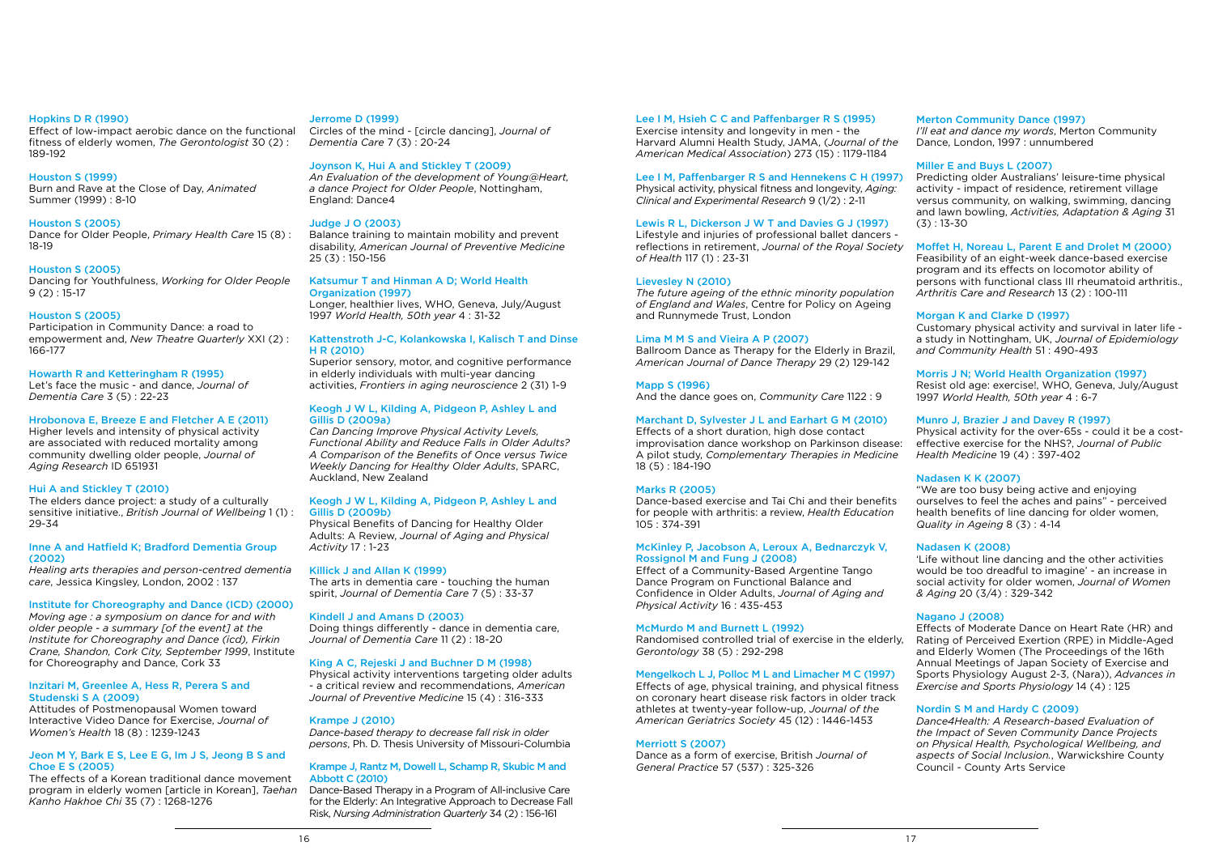**Hopkins D R (1990)**
Effect of low-impact aerobic dance on the functional fitness of elderly women, *The Gerontologist* 30 (2) : 189-192

**Houston S (1999)**
Burn and Rave at the Close of Day, *Animated* Summer (1999) : 8-10

**Houston S (2005)**
Dance for Older People, *Primary Health Care* 15 (8) : 18-19

**Houston S (2005)**
Dancing for Youthfulness, *Working for Older People* 9 (2) : 15-17

**Houston S (2005)**
Participation in Community Dance: a road to empowerment and, *New Theatre Quarterly* XXI (2) : 166-177

**Howarth R and Ketteringham R (1995)**
Let's face the music - and dance, *Journal of Dementia Care* 3 (5) : 22-23

**Hrobonova E, Breeze E and Fletcher A E (2011)**
Higher levels and intensity of physical activity are associated with reduced mortality among community dwelling older people, *Journal of Aging Research* ID 651931

**Hui A and Stickley T (2010)**
The elders dance project: a study of a culturally sensitive initiative., *British Journal of Wellbeing* 1 (1) : 29-34

**Inne A and Hatfield K; Bradford Dementia Group (2002)**
*Healing arts therapies and person-centred dementia care*, Jessica Kingsley, London, 2002 : 137

**Institute for Choreography and Dance (ICD) (2000)**
*Moving age : a symposium on dance for and with older people : a summary [of the event] at the Institute for Choreography and Dance (icd), Firkin Crane, Shandon, Cork City, September 1999*, Institute for Choreography and Dance, Cork 33

**Inzitari M, Greenlee A, Hess R, Perera S and Studenski S A (2009)**
Attitudes of Postmenopausal Women toward Interactive Video Dance for Exercise, *Journal of Women's Health* 18 (8) : 1239-1243

**Jeon M Y, Bark E S, Lee E G, Im J S, Jeong B S and Choe E S (2005)**
The effects of a Korean traditional dance movement program in elderly women [article in Korean], *Taehan Kanho Hakhoe Chi* 35 (7) : 1268-1276

**Jerrome D (1999)**
Circles of the mind - [circle dancing], *Journal of Dementia Care* 7 (3) : 20-24

**Joynson K, Hui A and Stickley T (2009)**
*An Evaluation of the development of Young@Heart, a dance Project for Older People*, Nottingham, England: Dance4

**Judge J O (2003)**
Balance training to maintain mobility and prevent disability, *American Journal of Preventive Medicine* 25 (3) : 150-156

**Katsumur T and Hinman A D; World Health Organization (1997)**
Longer, healthier lives, WHO, Geneva, July/August 1997 *World Health, 50th year* 4 : 31-32

**Kattenstroth J-C, Kolankowska I, Kalisch T and Dinse H R (2010)**
Superior sensory, motor, and cognitive performance in elderly individuals with multi-year dancing activities, *Frontiers in aging neuroscience* 2 (31) 1-9

**Keogh J W L, Kilding A, Pidgeon P, Ashley L and Gillis D (2009a)**
*Can Dancing Improve Physical Activity Levels, Functional Ability and Reduce Falls in Older Adults? A Comparison of the Benefits of Once versus Twice Weekly Dancing for Healthy Older Adults*, SPARC, Auckland, New Zealand

**Keogh J W L, Kilding A, Pidgeon P, Ashley L and Gillis D (2009b)**
Physical Benefits of Dancing for Healthy Older Adults: A Review, *Journal of Aging and Physical Activity* 17 : 1-23

**Killick J and Allan K (1999)**
The arts in dementia care - touching the human spirit, *Journal of Dementia Care* 7 (5) : 33-37

**Kindell J and Amans D (2003)**
Doing things differently - dance in dementia care, *Journal of Dementia Care* 11 (2) : 18-20

**King A C, Rejeski J and Buchner D M (1998)**
Physical activity interventions targeting older adults - a critical review and recommendations, *American Journal of Preventive Medicine* 15 (4) : 316-333

**Krampe J (2010)**
*Dance-based therapy to decrease fall risk in older persons*, Ph. D. Thesis University of Missouri-Columbia

**Krampe J, Rantz M, Dowell L, Schamp R, Skubic M and Abbott C (2010)**
Dance-Based Therapy in a Program of All-inclusive Care for the Elderly: An Integrative Approach to Decrease Fall Risk, *Nursing Administration Quarterly* 34 (2) : 156-161

**Lee I M, Hsieh C C and Paffenbarger R S (1995)**
Exercise intensity and longevity in men - the Harvard Alumni Health Study, JAMA, (*Journal of the American Medical Association*) 273 (15) : 1179-1184

**Lee I M, Paffenbarger R S and Hennekens C H (1997)**
Physical activity, physical fitness and longevity, *Aging: Clinical and Experimental Research* 9 (1/2) : 2-11

**Lewis R L, Dickerson J W T and Davies G J (1997)**
Lifestyle and injuries of professional ballet dancers - reflections in retirement, *Journal of the Royal Society of Health* 117 (1) : 23-31

**Lievesley N (2010)**
*The future ageing of the ethnic minority population of England and Wales*, Centre for Policy on Ageing and Runnymede Trust, London

**Lima M M S and Vieira A P (2007)**
Ballroom Dance as Therapy for the Elderly in Brazil, *American Journal of Dance Therapy* 29 (2) 129-142

**Mapp S (1996)**
And the dance goes on, *Community Care* 1122 : 9

**Marchant D, Sylvester J L and Earhart G M (2010)**
Effects of a short duration, high dose contact improvisation dance workshop on Parkinson disease: A pilot study, *Complementary Therapies in Medicine* 18 (5) : 184-190

**Marks R (2005)**
Dance-based exercise and Tai Chi and their benefits for people with arthritis: a review, *Health Education* 105 : 374-391

**McKinley P, Jacobson A, Leroux A, Bednarczyk V, Rossignol M and Fung J (2008)**
Effect of a Community-Based Argentine Tango Dance Program on Functional Balance and Confidence in Older Adults, *Journal of Aging and Physical Activity* 16 : 435-453

**McMurdo M and Burnett L (1992)**
Randomised controlled trial of exercise in the elderly, *Gerontology* 38 (5) : 292-298

**Mengelkoch L J, Polloc M L and Limacher M C (1997)**
Effects of age, physical training, and physical fitness on coronary heart disease risk factors in older track athletes at twenty-year follow-up, *Journal of the American Geriatrics Society* 45 (12) : 1446-1453

**Merriott S (2007)**
Dance as a form of exercise, British *Journal of General Practice* 57 (537) : 325-326

**Merton Community Dance (1997)**
*I'll eat and dance my words*, Merton Community Dance, London, 1997 : unnumbered

**Miller E and Buys L (2007)**
Predicting older Australians' leisure-time physical activity - impact of residence, retirement village versus community, on walking, swimming, dancing and lawn bowling, *Activities, Adaptation & Aging* 31 (3) : 13-30

**Moffet H, Noreau L, Parent E and Drolet M (2000)**
Feasibility of an eight-week dance-based exercise program and its effects on locomotor ability of persons with functional class III rheumatoid arthritis., *Arthritis Care and Research* 13 (2) : 100-111

**Morgan K and Clarke D (1997)**
Customary physical activity and survival in later life - a study in Nottingham, UK, *Journal of Epidemiology and Community Health* 51 : 490-493

**Morris J N; World Health Organization (1997)**
Resist old age: exercise!, WHO, Geneva, July/August 1997 *World Health, 50th year* 4 : 6-7

**Munro J, Brazier J and Davey R (1997)**
Physical activity for the over-65s - could it be a cost-effective exercise for the NHS?, *Journal of Public Health Medicine* 19 (4) : 397-402

**Nadasen K K (2007)**
"We are too busy being active and enjoying ourselves to feel the aches and pains" - perceived health benefits of line dancing for older women, *Quality in Ageing* 8 (3) : 4-14

**Nadasen K (2008)**
'Life without line dancing and the other activities would be too dreadful to imagine' - an increase in social activity for older women, *Journal of Women & Aging* 20 (3/4) : 329-342

**Nagano J (2008)**
Effects of Moderate Dance on Heart Rate (HR) and Rating of Perceived Exertion (RPE) in Middle-Aged and Elderly Women (The Proceedings of the 16th Annual Meetings of Japan Society of Exercise and Sports Physiology August 2-3, (Nara)), *Advances in Exercise and Sports Physiology* 14 (4) : 125

**Nordin S M and Hardy C (2009)**
*Dance4Health: A Research-based Evaluation of the Impact of Seven Community Dance Projects on Physical Health, Psychological Wellbeing, and aspects of Social Inclusion.*, Warwickshire County Council - County Arts Service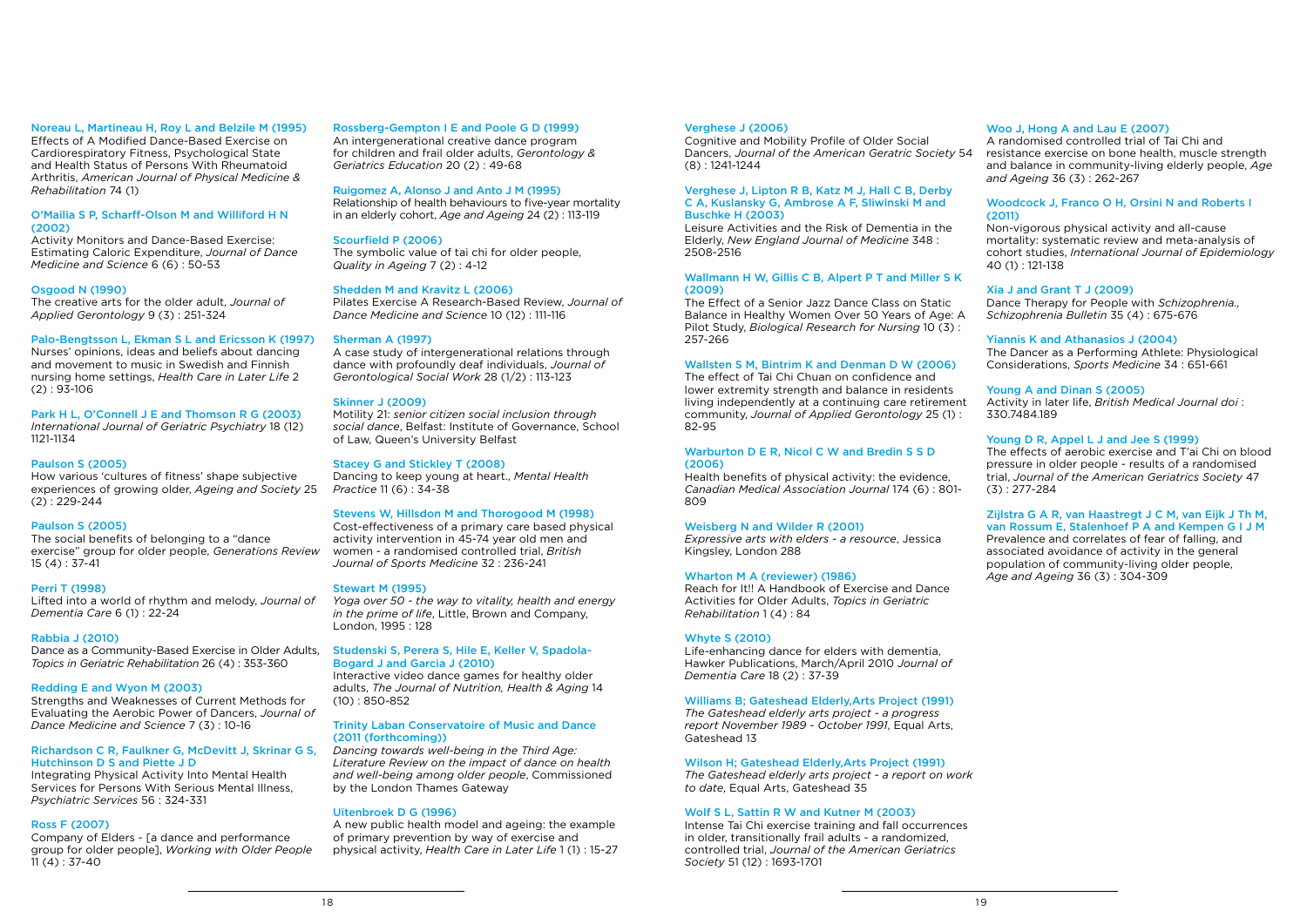Noreau L, Martineau H, Roy L and Belzile M (1995)
Effects of A Modified Dance-Based Exercise on Cardiorespiratory Fitness, Psychological State and Health Status of Persons With Rheumatoid Arthritis, *American Journal of Physical Medicine & Rehabilitation* 74 (1)

O'Mailia S P, Scharff-Olson M and Williford H N (2002)
Activity Monitors and Dance-Based Exercise: Estimating Caloric Expenditure, *Journal of Dance Medicine and Science* 6 (6) : 50-53

Osgood N (1990)
The creative arts for the older adult, *Journal of Applied Gerontology* 9 (3) : 251-324

Palo-Bengtsson L, Ekman S L and Ericsson K (1997)
Nurses' opinions, ideas and beliefs about dancing and movement to music in Swedish and Finnish nursing home settings, *Health Care in Later Life* 2 (2) : 93-106

Park H L, O'Connell J E and Thomson R G (2003)
*International Journal of Geriatric Psychiatry* 18 (12) 1121-1134

Paulson S (2005)
How various 'cultures of fitness' shape subjective experiences of growing older, *Ageing and Society* 25 (2) : 229-244

Paulson S (2005)
The social benefits of belonging to a "dance exercise" group for older people, *Generations Review* 15 (4) : 37-41

Perri T (1998)
Lifted into a world of rhythm and melody, *Journal of Dementia Care* 6 (1) : 22-24

Rabbia J (2010)
Dance as a Community-Based Exercise in Older Adults, *Topics in Geriatric Rehabilitation* 26 (4) : 353-360

Redding E and Wyon M (2003)
Strengths and Weaknesses of Current Methods for Evaluating the Aerobic Power of Dancers, *Journal of Dance Medicine and Science* 7 (3) : 10-16

Richardson C R, Faulkner G, McDevitt J, Skrinar G S, Hutchinson D S and Piette J D
Integrating Physical Activity Into Mental Health Services for Persons With Serious Mental Illness, *Psychiatric Services* 56 : 324-331

Ross F (2007)
Company of Elders - [a dance and performance group for older people], *Working with Older People* 11 (4) : 37-40

Rossberg-Gempton I E and Poole G D (1999)
An intergenerational creative dance program for children and frail older adults, *Gerontology & Geriatrics Education* 20 (2) : 49-68

Ruigomez A, Alonso J and Anto J M (1995)
Relationship of health behaviours to five-year mortality in an elderly cohort, *Age and Ageing* 24 (2) : 113-119

Scourfield P (2006)
The symbolic value of tai chi for older people, *Quality in Ageing* 7 (2) : 4-12

Shedden M and Kravitz L (2006)
Pilates Exercise A Research-Based Review, *Journal of Dance Medicine and Science* 10 (12) : 111-116

Sherman A (1997)
A case study of intergenerational relations through dance with profoundly deaf individuals, *Journal of Gerontological Social Work* 28 (1/2) : 113-123

Skinner J (2009)
Motility 21: *senior citizen social inclusion through social dance*, Belfast: Institute of Governance, School of Law, Queen's University Belfast

Stacey G and Stickley T (2008)
Dancing to keep young at heart., *Mental Health Practice* 11 (6) : 34-38

Stevens W, Hillsdon M and Thorogood M (1998)
Cost-effectiveness of a primary care based physical activity intervention in 45-74 year old men and women - a randomised controlled trial, *British Journal of Sports Medicine* 32 : 236-241

Stewart M (1995)
*Yoga over 50 - the way to vitality, health and energy in the prime of life*, Little, Brown and Company, London, 1995 : 128

Studenski S, Perera S, Hile E, Keller V, Spadola-Bogard J and Garcia J (2010)
Interactive video dance games for healthy older adults, *The Journal of Nutrition, Health & Aging* 14 (10) : 850-852

Trinity Laban Conservatoire of Music and Dance (2011 (forthcoming))
*Dancing towards well-being in the Third Age: Literature Review on the impact of dance on health and well-being among older people*, Commissioned by the London Thames Gateway

Uitenbroek D G (1996)
A new public health model and ageing: the example of primary prevention by way of exercise and physical activity, *Health Care in Later Life* 1 (1) : 15-27

Verghese J (2006)
Cognitive and Mobility Profile of Older Social Dancers, *Journal of the American Geratric Society* 54 (8) : 1241-1244

Verghese J, Lipton R B, Katz M J, Hall C B, Derby C A, Kuslansky G, Ambrose A F, Sliwinski M and Buschke H (2003)
Leisure Activities and the Risk of Dementia in the Elderly, *New England Journal of Medicine* 348 : 2508-2516

Wallmann H W, Gillis C B, Alpert P T and Miller S K (2009)
The Effect of a Senior Jazz Dance Class on Static Balance in Healthy Women Over 50 Years of Age: A Pilot Study, *Biological Research for Nursing* 10 (3) : 257-266

Wallsten S M, Bintrim K and Denman D W (2006)
The effect of Tai Chi Chuan on confidence and lower extremity strength and balance in residents living independently at a continuing care retirement community, *Journal of Applied Gerontology* 25 (1) : 82-95

Warburton D E R, Nicol C W and Bredin S S D (2006)
Health benefits of physical activity: the evidence, *Canadian Medical Association Journal* 174 (6) : 801-809

Weisberg N and Wilder R (2001)
*Expressive arts with elders - a resource*, Jessica Kingsley, London 288

Wharton M A (reviewer) (1986)
Reach for It!! A Handbook of Exercise and Dance Activities for Older Adults, *Topics in Geriatric Rehabilitation* 1 (4) : 84

Whyte S (2010)
Life-enhancing dance for elders with dementia, Hawker Publications, March/April 2010 *Journal of Dementia Care* 18 (2) : 37-39

Williams B; Gateshead Elderly,Arts Project (1991)
*The Gateshead elderly arts project - a progress report November 1989 - October 1991*, Equal Arts, Gateshead 13

Wilson H; Gateshead Elderly,Arts Project (1991)
*The Gateshead elderly arts project - a report on work to date*, Equal Arts, Gateshead 35

Wolf S L, Sattin R W and Kutner M (2003)
Intense Tai Chi exercise training and fall occurrences in older, transitionally frail adults - a randomized, controlled trial, *Journal of the American Geriatrics Society* 51 (12) : 1693-1701

Woo J, Hong A and Lau E (2007)
A randomised controlled trial of Tai Chi and resistance exercise on bone health, muscle strength and balance in community-living elderly people, *Age and Ageing* 36 (3) : 262-267

Woodcock J, Franco O H, Orsini N and Roberts I (2011)
Non-vigorous physical activity and all-cause mortality: systematic review and meta-analysis of cohort studies, *International Journal of Epidemiology* 40 (1) : 121-138

Xia J and Grant T J (2009)
Dance Therapy for People with *Schizophrenia., Schizophrenia Bulletin* 35 (4) : 675-676

Yiannis K and Athanasios J (2004)
The Dancer as a Performing Athlete: Physiological Considerations, *Sports Medicine* 34 : 651-661

Young A and Dinan S (2005)
Activity in later life, *British Medical Journal doi* : 330.7484.189

Young D R, Appel L J and Jee S (1999)
The effects of aerobic exercise and T'ai Chi on blood pressure in older people - results of a randomised trial, *Journal of the American Geriatrics Society* 47 (3) : 277-284

Zijlstra G A R, van Haastregt J C M, van Eijk J Th M, van Rossum E, Stalenhoef P A and Kempen G I J M
Prevalence and correlates of fear of falling, and associated avoidance of activity in the general population of community-living older people, *Age and Ageing* 36 (3) : 304-309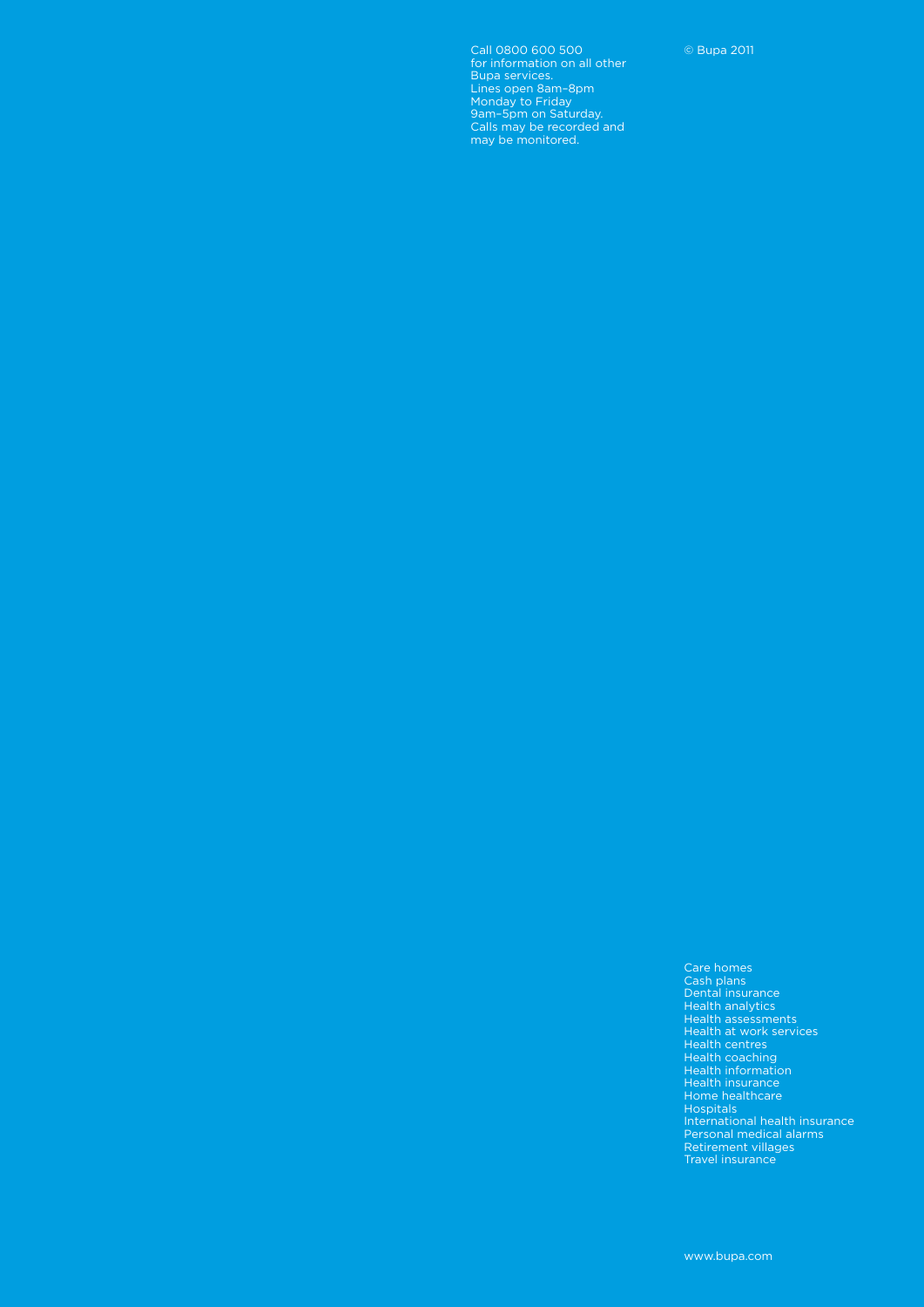Call 0800 600 500
for information on all other
Bupa services.
Lines open 8am–8pm
Monday to Friday
9am–5pm on Saturday.
Calls may be recorded and
may be monitored.

© Bupa 2011

Care homes
Cash plans
Dental insurance
Health analytics
Health assessments
Health at work services
Health centres
Health coaching
Health information
Health insurance
Home healthcare
Hospitals
International health insurance
Personal medical alarms
Retirement villages
Travel insurance

www.bupa.com